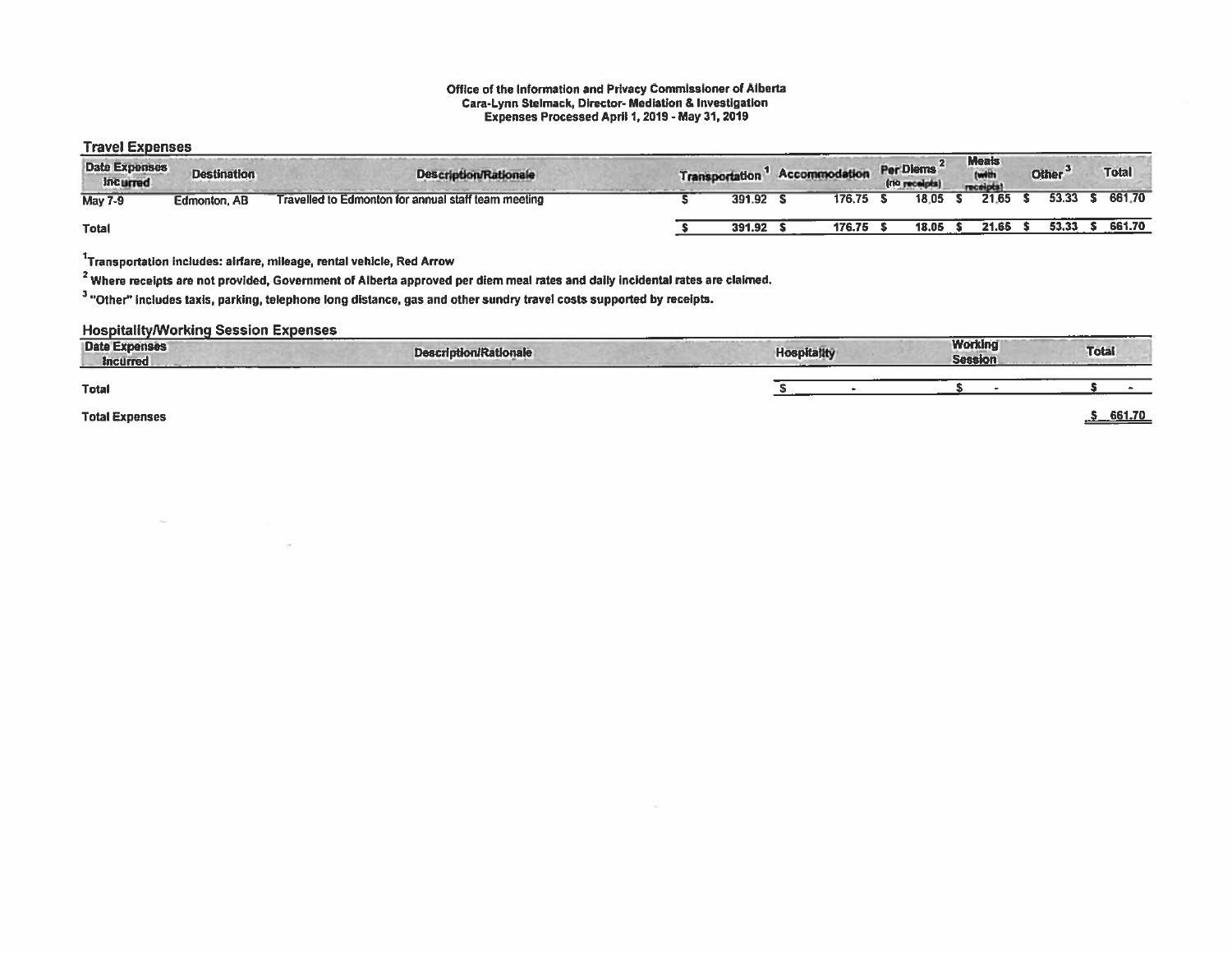**Office of the Information and Privacy Commissioner of Alberta**
**Cara-Lynn Stelmack, Director- Mediation & Investigation**
**Expenses Processed April 1, 2019 - May 31, 2019**

## Travel Expenses

| Date Expenses Incurred | Destination | Description/Rationale | Transportation [1] | Accommodation | Per Diems [2] (no receipts) | Meals (with receipts) | Other [3] | Total |
|---|---|---|---|---|---|---|---|---|
| May 7-9 | Edmonton, AB | Travelled to Edmonton for annual staff team meeting | $ 391.92 | $ 176.75 | $ 18.05 | $ 21.65 | $ 53.33 | $ 661.70 |
| **Total** | | | **$ 391.92** | **$ 176.75** | **$ 18.05** | **$ 21.65** | **$ 53.33** | **$ 661.70** |

[1] Transportation includes: airfare, mileage, rental vehicle, Red Arrow

[2] Where receipts are not provided, Government of Alberta approved per diem meal rates and daily incidental rates are claimed.

[3] "Other" includes taxis, parking, telephone long distance, gas and other sundry travel costs supported by receipts.

## Hospitality/Working Session Expenses

| Date Expenses Incurred | Description/Rationale | Hospitality | Working Session | Total |
|---|---|---|---|---|
| **Total** | | $ - | $ - | $ - |

**Total Expenses** $ 661.70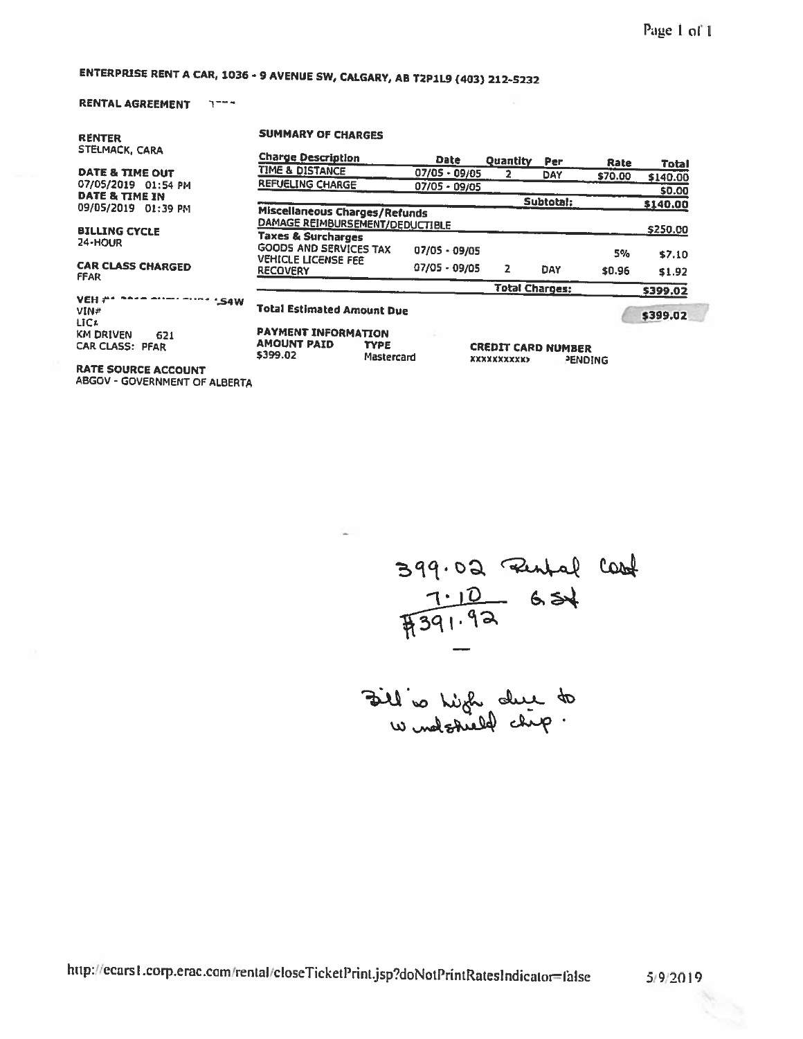**ENTERPRISE RENT A CAR, 1036 - 9 AVENUE SW, CALGARY, AB T2P1L9 (403) 212-5232**

**RENTAL AGREEMENT** 1---

**RENTER**
STELMACK, CARA

**DATE & TIME OUT**
07/05/2019 01:54 PM

**DATE & TIME IN**
09/05/2019 01:39 PM

**BILLING CYCLE**
24-HOUR

**CAR CLASS CHARGED**
FFAR

**VEH #** ---- .S4W
**VIN#**
**LIC#**
**KM DRIVEN** 621
**CAR CLASS:** PFAR

**RATE SOURCE ACCOUNT**
ABGOV - GOVERNMENT OF ALBERTA

**SUMMARY OF CHARGES**

| Charge Description | Date | Quantity | Per | Rate | Total |
|---|---|---|---|---|---|
| TIME & DISTANCE | 07/05 - 09/05 | 2 | DAY | $70.00 | $140.00 |
| REFUELING CHARGE | 07/05 - 09/05 | | | | $0.00 |
| | | | Subtotal: | | $140.00 |
| **Miscellaneous Charges/Refunds** | | | | | |
| DAMAGE REIMBURSEMENT/DEDUCTIBLE | | | | | $250.00 |
| **Taxes & Surcharges** | | | | | |
| GOODS AND SERVICES TAX | 07/05 - 09/05 | | | 5% | $7.10 |
| VEHICLE LICENSE FEE RECOVERY | 07/05 - 09/05 | 2 | DAY | $0.96 | $1.92 |
| | | | Total Charges: | | $399.02 |

**Total Estimated Amount Due** $399.02

**PAYMENT INFORMATION**

| AMOUNT PAID | TYPE | CREDIT CARD NUMBER | |
|---|---|---|---|
| $399.02 | Mastercard | XXXXXXXXXX | PENDING |

399.02 Rental Cost
7.10 GST
$391.92

Bill is high due to windshield chip.

http://ecars1.corp.erac.com/rental/closeTicketPrint.jsp?doNotPrintRatesIndicator=false 5/9/2019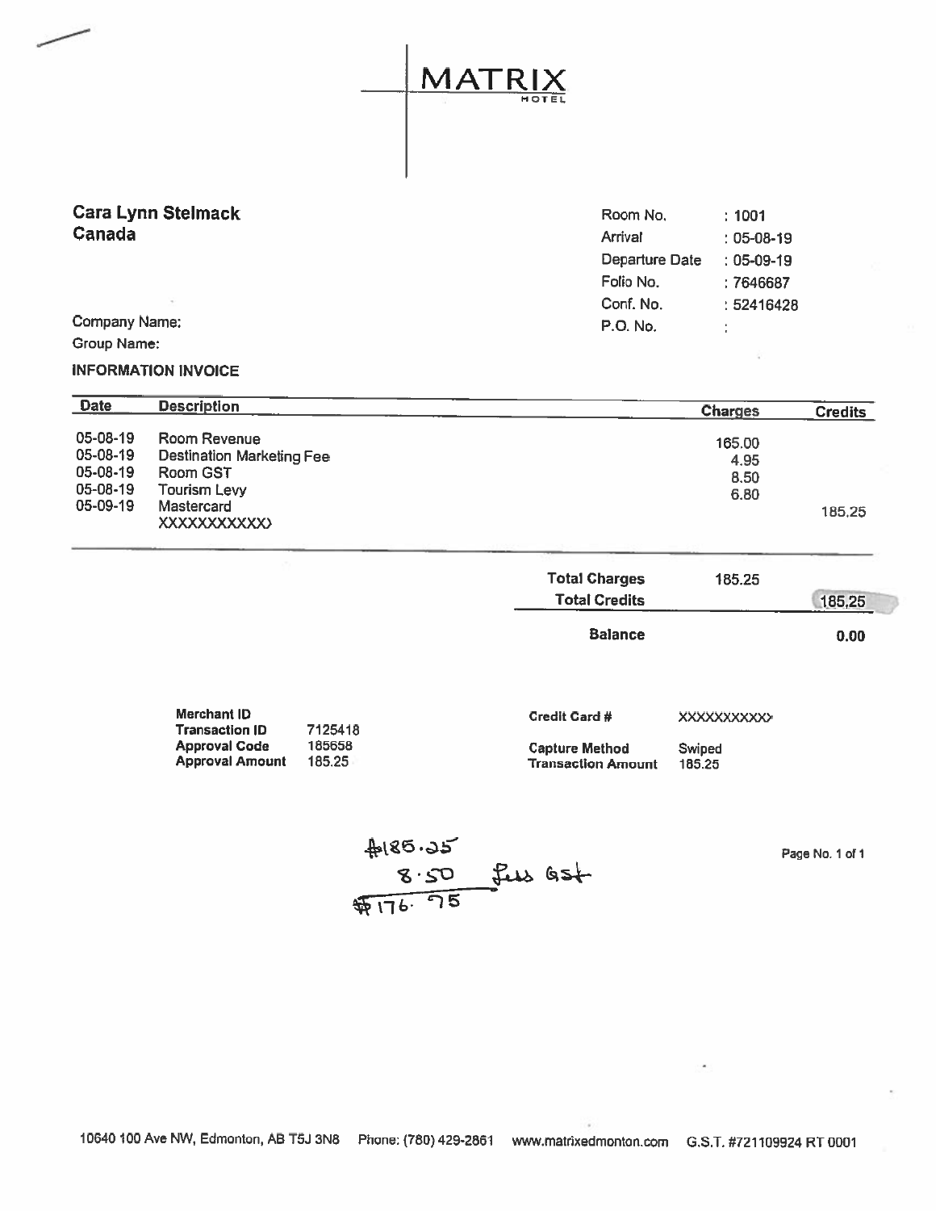# MATRIX

HOTEL

**Cara Lynn Stelmack**
**Canada**

| | |
|---|---|
| Room No. | : 1001 |
| Arrival | : 05-08-19 |
| Departure Date | : 05-09-19 |
| Folio No. | : 7646687 |
| Conf. No. | : 52416428 |
| P.O. No. | : |

Company Name:

Group Name:

**INFORMATION INVOICE**

| Date | Description | Charges | Credits |
|---|---|---|---|
| 05-08-19 | Room Revenue | 165.00 | |
| 05-08-19 | Destination Marketing Fee | 4.95 | |
| 05-08-19 | Room GST | 8.50 | |
| 05-08-19 | Tourism Levy | 6.80 | |
| 05-09-19 | Mastercard XXXXXXXXXXX) | | 185.25 |

| | Charges | Credits |
|---|---|---|
| **Total Charges** | 185.25 | |
| **Total Credits** | | 185.25 |
| **Balance** | | **0.00** |

| | | | |
|---|---|---|---|
| **Merchant ID** | | **Credit Card #** | XXXXXXXXXX> |
| **Transaction ID** | 7125418 | | |
| **Approval Code** | 185658 | **Capture Method** | Swiped |
| **Approval Amount** | 185.25 | **Transaction Amount** | 185.25 |

$185.25
8.50 less GST
$176.75

10640 100 Ave NW, Edmonton, AB T5J 3N8 Phone: (780) 429-2861 www.matrixedmonton.com G.S.T. #721109924 RT 0001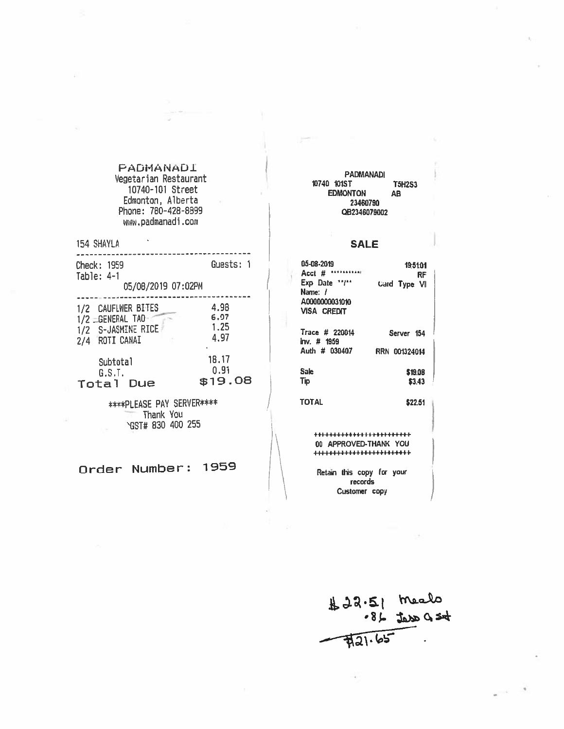PADMANADI
Vegetarian Restaurant
10740-101 Street
Edmonton, Alberta
Phone: 780-428-8899
www.padmanadi.com

154 SHAYLA

Check: 1959 Guests: 1
Table: 4-1
05/08/2019 07:02PM

| | |
|---|---|
| 1/2 CAUFLWER BITES | 4.98 |
| 1/2 GENERAL TAO | 6.97 |
| 1/2 S-JASMINE RICE | 1.25 |
| 2/4 ROTI CANAI | 4.97 |
| Subtotal | 18.17 |
| G.S.T. | 0.91 |
| **Total Due** | **$19.08** |

\*\*\*\*PLEASE PAY SERVER\*\*\*\*
Thank You
GST# 830 400 255

**Order Number: 1959**

---

PADMANADI
10740 101ST T5H2S3
EDMONTON AB
23460790
QB2346079002

## SALE

05-08-2019 19:51:01
Acct # \*\*\*\*\*\*\*\*\*\*\*\* RF
Exp Date \*\*/\*\* Card Type VI
Name: /
A0000000031010
VISA CREDIT

Trace # 220014 Server 154
Inv. # 1959
Auth # 030407 RRN 001324014

| | |
|---|---|
| Sale | $19.08 |
| Tip | $3.43 |
| TOTAL | $22.51 |

++++++++++++++++++++++++
00 APPROVED-THANK YOU
++++++++++++++++++++++++

Retain this copy for your records
Customer copy

---

$22.51 meals
.86 less GST
$21.65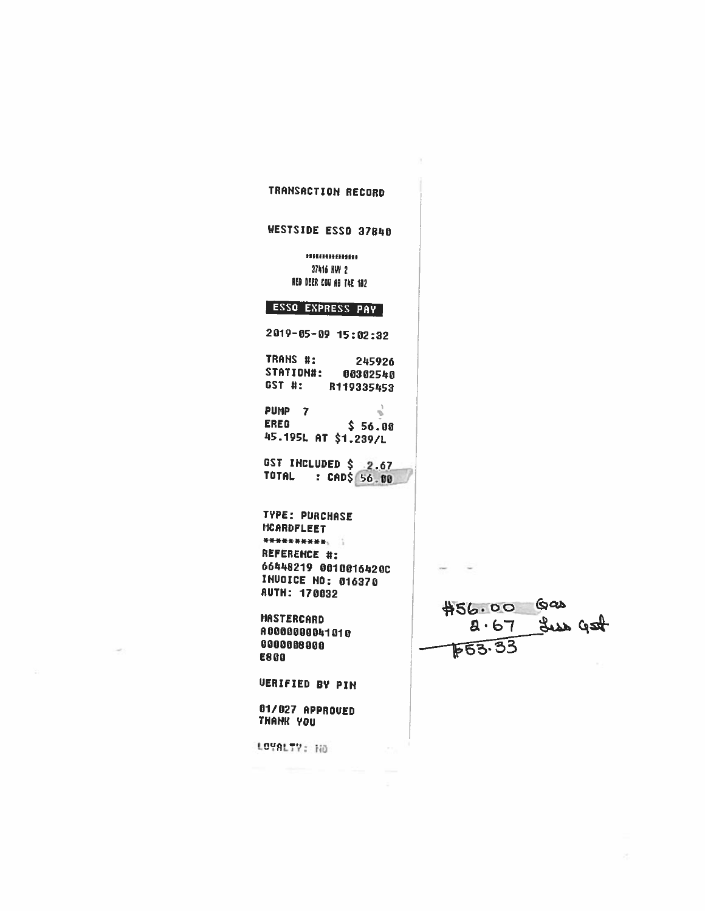TRANSACTION RECORD

WESTSIDE ESSO 37840

37416 HWY 2
RED DEER COU AB T4E 1B2

**ESSO EXPRESS PAY**

2019-05-09 15:02:32

TRANS #: 245926
STATION#: 00302540
GST #: R119335453

PUMP 7
EREG $ 56.00
45.195L AT $1.239/L

GST INCLUDED $ 2.67
TOTAL : CAD$ 56.00

TYPE: PURCHASE
MCARDFLEET
**********
REFERENCE #:
66448219 0010016420C
INVOICE NO: 016370
AUTH: 170032

MASTERCARD
A0000000041010
0000008000
E800

VERIFIED BY PIN

01/027 APPROVED
THANK YOU

LOYALTY: NO

$56.00 Gas
2.67 Less GST
$53.33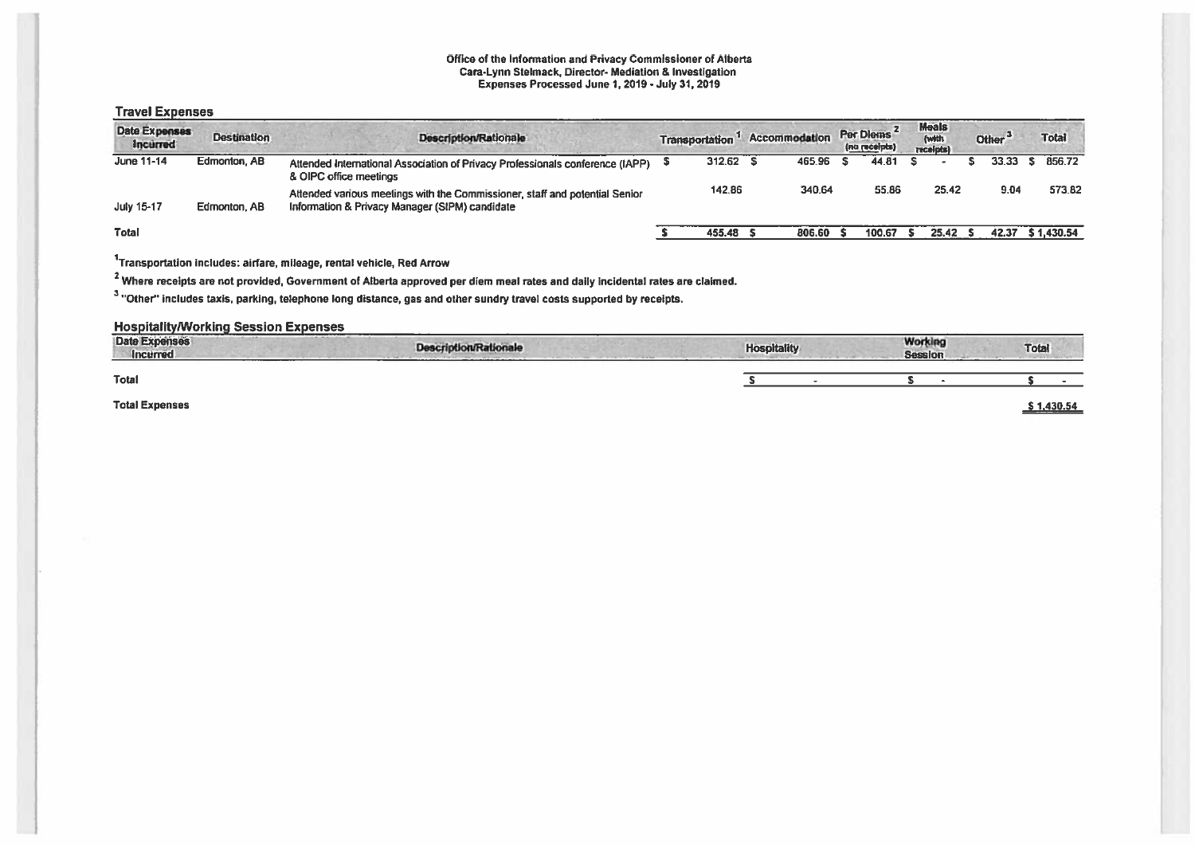Office of the Information and Privacy Commissioner of Alberta
Cara-Lynn Stelmack, Director- Mediation & Investigation
Expenses Processed June 1, 2019 - July 31, 2019

## Travel Expenses

| Date Expenses Incurred | Destination | Description/Rationale | Transportation [1] | Accommodation | Per Diems [2] (no receipts) | Meals (with receipts) | Other [3] | Total |
|---|---|---|---|---|---|---|---|---|
| June 11-14 | Edmonton, AB | Attended International Association of Privacy Professionals conference (IAPP) & OIPC office meetings | $ 312.62 | $ 465.96 | $ 44.81 | $ - | $ 33.33 | $ 856.72 |
| July 15-17 | Edmonton, AB | Attended various meetings with the Commissioner, staff and potential Senior Information & Privacy Manager (SIPM) candidate | 142.86 | 340.64 | 55.86 | 25.42 | 9.04 | 573.82 |
| Total | | | $ 455.48 | $ 806.60 | $ 100.67 | $ 25.42 | $ 42.37 | $ 1,430.54 |

[1]Transportation includes: airfare, mileage, rental vehicle, Red Arrow

[2] Where receipts are not provided, Government of Alberta approved per diem meal rates and daily incidental rates are claimed.

[3] "Other" includes taxis, parking, telephone long distance, gas and other sundry travel costs supported by receipts.

## Hospitality/Working Session Expenses

| Date Expenses Incurred | Description/Rationale | Hospitality | Working Session | Total |
|---|---|---|---|---|
| Total | | $ - | $ - | $ - |

**Total Expenses** $ 1,430.54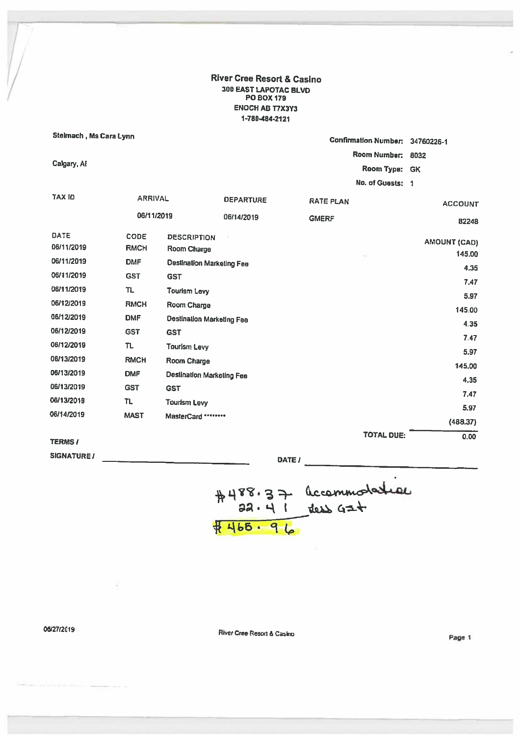**River Cree Resort & Casino**
300 EAST LAPOTAC BLVD
PO BOX 179
ENOCH AB T7X3Y3
1-780-484-2121

Stelmach , Ms Cara Lynn

Calgary, Al

Confirmation Number: 34760226-1
Room Number: 8032
Room Type: GK
No. of Guests: 1

| TAX ID | ARRIVAL | DEPARTURE | RATE PLAN | ACCOUNT |
|---|---|---|---|---|
| | 06/11/2019 | 06/14/2019 | GMERF | 82248 |

| DATE | CODE | DESCRIPTION | AMOUNT (CAD) |
|---|---|---|---|
| 06/11/2019 | RMCH | Room Charge | 145.00 |
| 06/11/2019 | DMF | Destination Marketing Fee | 4.35 |
| 06/11/2019 | GST | GST | 7.47 |
| 06/11/2019 | TL | Tourism Levy | 5.97 |
| 06/12/2019 | RMCH | Room Charge | 145.00 |
| 06/12/2019 | DMF | Destination Marketing Fee | 4.35 |
| 06/12/2019 | GST | GST | 7.47 |
| 06/12/2019 | TL | Tourism Levy | 5.97 |
| 06/13/2019 | RMCH | Room Charge | 145.00 |
| 06/13/2019 | DMF | Destination Marketing Fee | 4.35 |
| 06/13/2019 | GST | GST | 7.47 |
| 06/13/2019 | TL | Tourism Levy | 5.97 |
| 06/14/2019 | MAST | MasterCard ******** | (488.37) |
| | | TOTAL DUE: | 0.00 |

TERMS /

SIGNATURE / ______________________ DATE / ______________________

$488.37 accommodation
22.41 less GST
$465.96

06/27/2019 River Cree Resort & Casino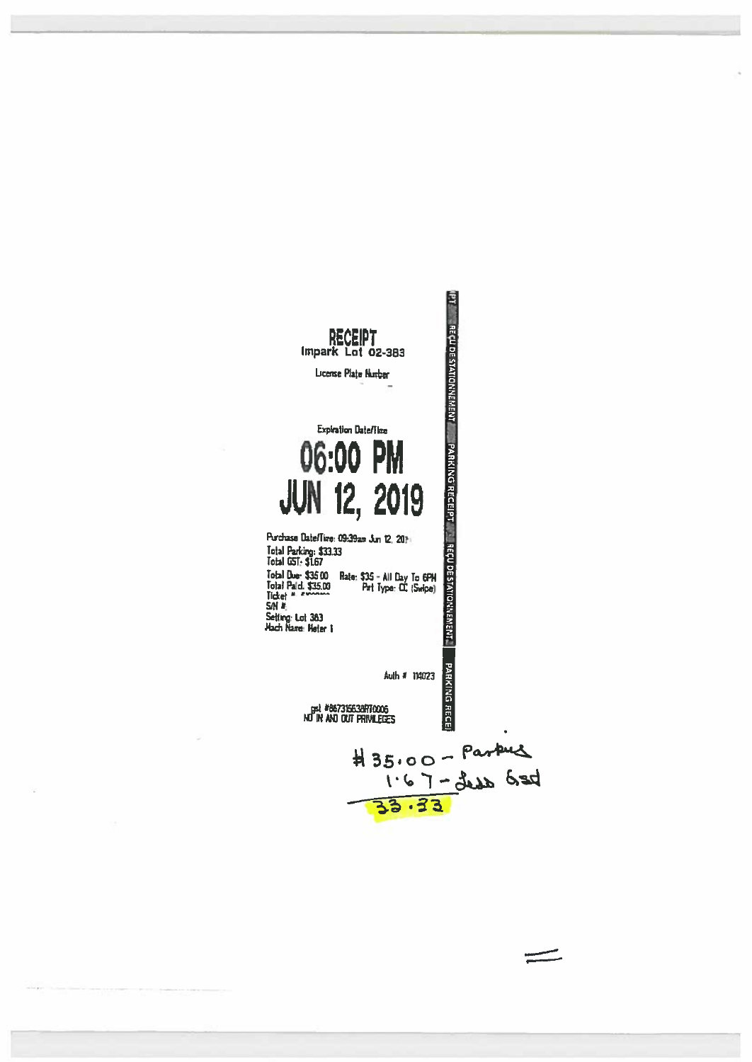# RECEIPT

**Impark Lot 02-383**

License Plate Number

Expiration Date/Time

## 06:00 PM
## JUN 12, 2019

Purchase Date/Time: 09:39am Jun 12, 201

Total Parking: $33.33
Total GST: $1.67
Total Due: $35.00    Rate: $35 - All Day To 6PM
Total Paid: $35.00    Pmt Type: CC (Swipe)
Ticket #
S/N #
Setting: Lot 383
Mach Name: Meter 1

Auth # 114023

gst #867315538RT0006
NO IN AND OUT PRIVILEGES

RECU DE STATIONNEMENT | PARKING RECEIPT | RECU DE STATIONNEMENT | PARKING RECEIPT

$35.00 - Parking
1.67 - Less Gst
33.33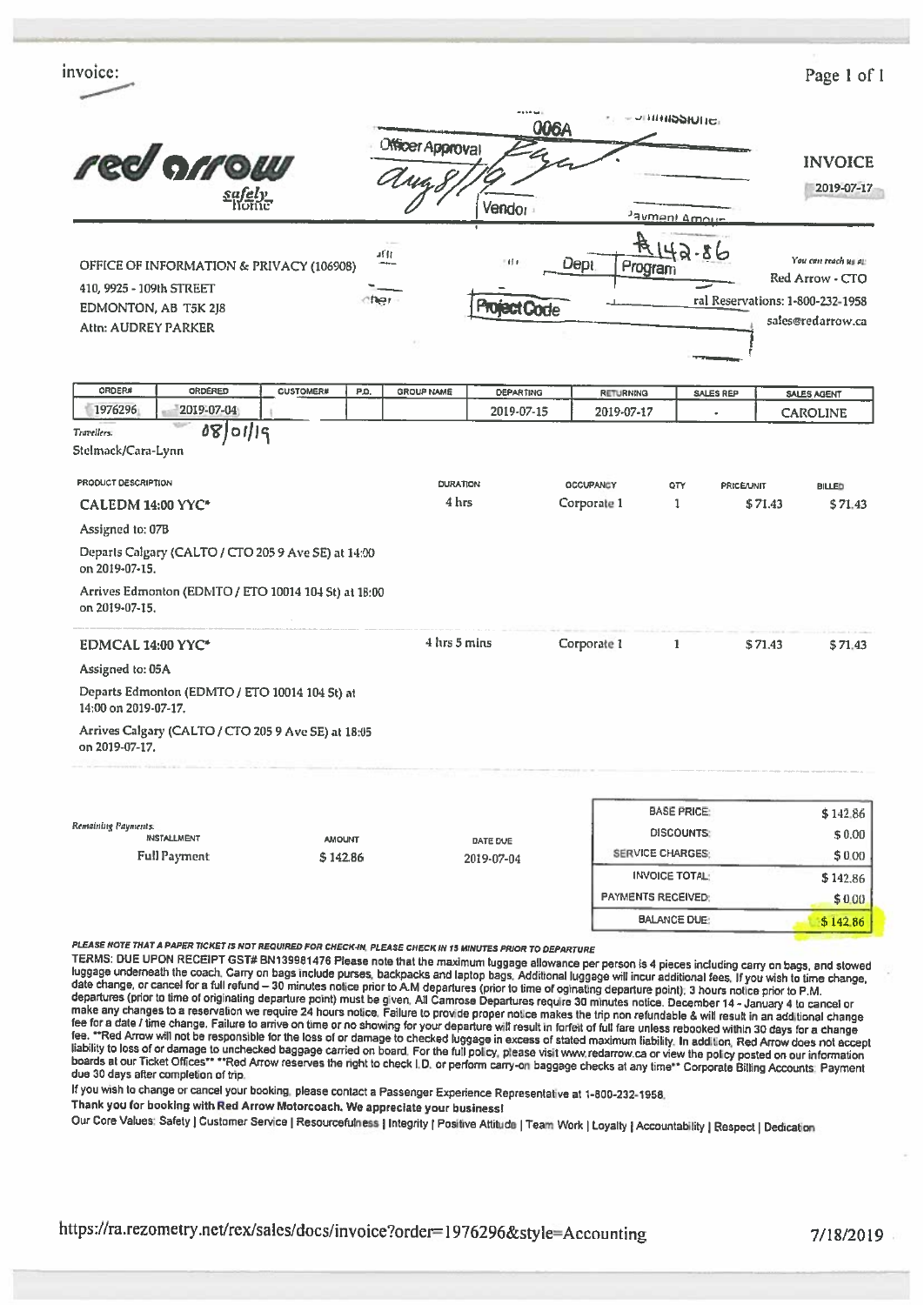invoice:

**red arrow** *safely home*

Officer Approval

Aug 8/19

006A

Vendor

Payment Amount

$142.86

Dept Program

Project Code

# INVOICE

2019-07-17

OFFICE OF INFORMATION & PRIVACY (106908)
410, 9925 - 109th STREET
EDMONTON, AB T5K 2J8
Attn: AUDREY PARKER

*You can reach us at:*
Red Arrow - CTO
Central Reservations: 1-800-232-1958
sales@redarrow.ca

| ORDER# | ORDERED | CUSTOMER# | P.O. | GROUP NAME | DEPARTING | RETURNING | SALES REP | SALES AGENT |
|---|---|---|---|---|---|---|---|---|
| 1976296 | 2019-07-04 | | | | 2019-07-15 | 2019-07-17 | - | CAROLINE |

*Travellers:* 08/01/19
Stelmack/Cara-Lynn

| PRODUCT DESCRIPTION | DURATION | OCCUPANCY | QTY | PRICE/UNIT | BILLED |
|---|---|---|---|---|---|
| **CALEDM 14:00 YYC*** | 4 hrs | Corporate 1 | 1 | $71.43 | $71.43 |
| Assigned to: 07B<br>Departs Calgary (CALTO / CTO 205 9 Ave SE) at 14:00 on 2019-07-15.<br>Arrives Edmonton (EDMTO / ETO 10014 104 St) at 18:00 on 2019-07-15. | | | | | |
| **EDMCAL 14:00 YYC*** | 4 hrs 5 mins | Corporate 1 | 1 | $71.43 | $71.43 |
| Assigned to: 05A<br>Departs Edmonton (EDMTO / ETO 10014 104 St) at 14:00 on 2019-07-17.<br>Arrives Calgary (CALTO / CTO 205 9 Ave SE) at 18:05 on 2019-07-17. | | | | | |

*Remaining Payments:*

| INSTALLMENT | AMOUNT | DATE DUE |
|---|---|---|
| Full Payment | $142.86 | 2019-07-04 |

| | |
|---|---|
| BASE PRICE: | $142.86 |
| DISCOUNTS: | $0.00 |
| SERVICE CHARGES: | $0.00 |
| INVOICE TOTAL: | $142.86 |
| PAYMENTS RECEIVED: | $0.00 |
| BALANCE DUE: | $142.86 |

*PLEASE NOTE THAT A PAPER TICKET IS NOT REQUIRED FOR CHECK-IN. PLEASE CHECK IN 15 MINUTES PRIOR TO DEPARTURE*

**TERMS: DUE UPON RECEIPT GST# BN139981476** Please note that the maximum luggage allowance per person is 4 pieces including carry on bags, and stowed luggage underneath the coach. Carry on bags include purses, backpacks and laptop bags. Additional luggage will incur additional fees. If you wish to time change, date change, or cancel for a full refund – 30 minutes notice prior to A.M departures (prior to time of oginating departure point); 3 hours notice prior to P.M. departures (prior to time of originating departure point) must be given. All Camrose Departures require 30 minutes notice. December 14 - January 4 to cancel or make any changes to a reservation we require 24 hours notice. Failure to provide proper notice makes the trip non refundable & will result in an additional change fee for a date / time change. Failure to arrive on time or no showing for your departure will result in forfeit of full fare unless rebooked within 30 days for a change fee. **Red Arrow will not be responsible for the loss of or damage to checked luggage in excess of stated maximum liability. In addition, Red Arrow does not accept liability to loss of or damage to unchecked baggage carried on board. For the full policy, please visit www.redarrow.ca or view the policy posted on our information boards at our Ticket Offices** **Red Arrow reserves the right to check I.D. or perform carry-on baggage checks at any time** Corporate Billing Accounts: Payment due 30 days after completion of trip.

If you wish to change or cancel your booking, please contact a Passenger Experience Representative at 1-800-232-1958.

**Thank you for booking with Red Arrow Motorcoach. We appreciate your business!**

Our Core Values: Safety | Customer Service | Resourcefulness | Integrity | Positive Attitude | Team Work | Loyalty | Accountability | Respect | Dedication

https://ra.rezometry.net/rex/sales/docs/invoice?order=1976296&style=Accounting 7/18/2019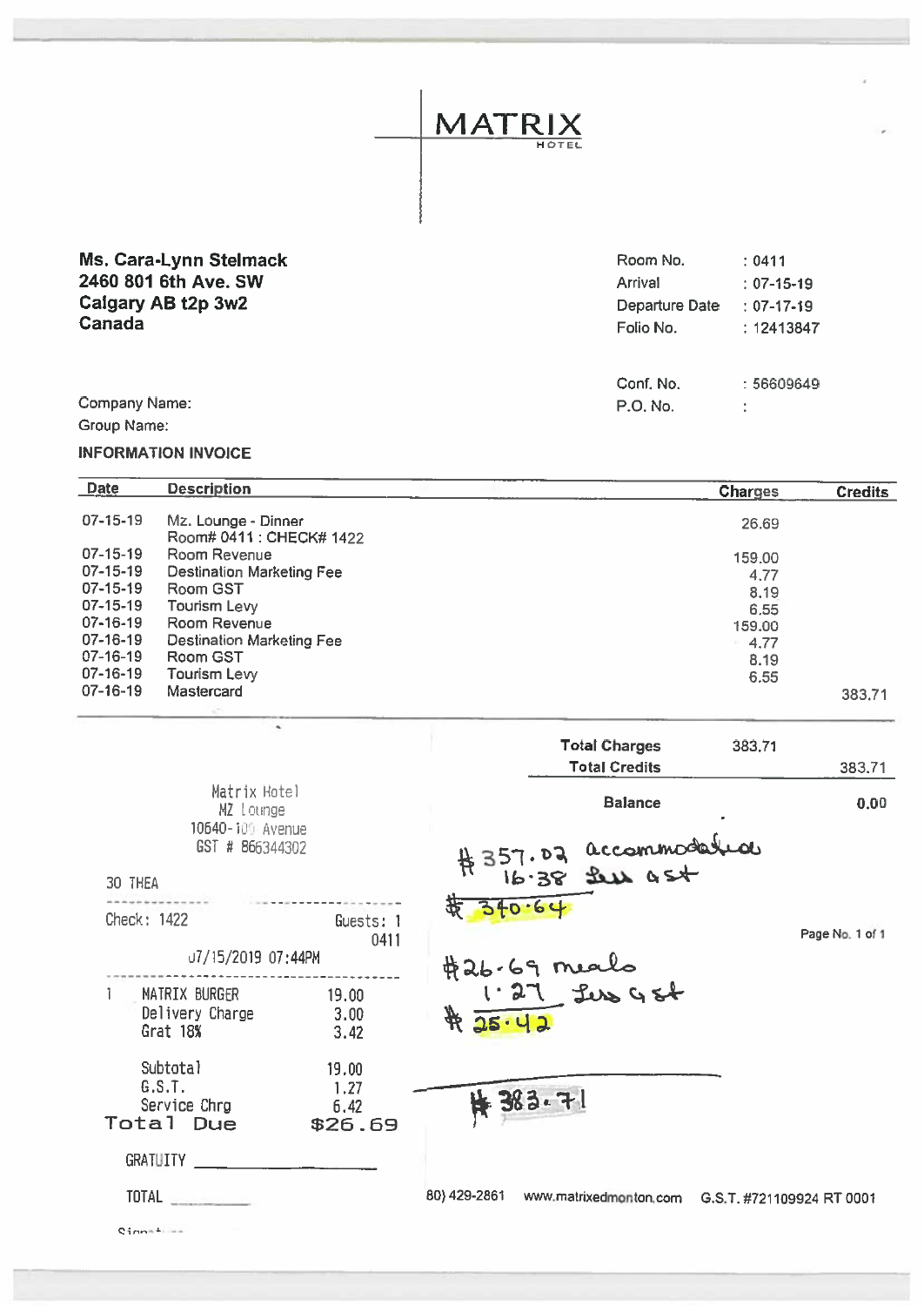# MATRIX
HOTEL

**Ms. Cara-Lynn Stelmack**
**2460 801 6th Ave. SW**
**Calgary AB t2p 3w2**
**Canada**

| | |
|---|---|
| Room No. | : 0411 |
| Arrival | : 07-15-19 |
| Departure Date | : 07-17-19 |
| Folio No. | : 12413847 |
| Conf. No. | : 56609649 |
| P.O. No. | : |

Company Name:
Group Name:

**INFORMATION INVOICE**

| Date | Description | Charges | Credits |
|---|---|---|---|
| 07-15-19 | Mz. Lounge - Dinner<br>Room# 0411 : CHECK# 1422 | 26.69 | |
| 07-15-19 | Room Revenue | 159.00 | |
| 07-15-19 | Destination Marketing Fee | 4.77 | |
| 07-15-19 | Room GST | 8.19 | |
| 07-15-19 | Tourism Levy | 6.55 | |
| 07-16-19 | Room Revenue | 159.00 | |
| 07-16-19 | Destination Marketing Fee | 4.77 | |
| 07-16-19 | Room GST | 8.19 | |
| 07-16-19 | Tourism Levy | 6.55 | |
| 07-16-19 | Mastercard | | 383.71 |

| | | |
|---|---|---|
| **Total Charges** | 383.71 | |
| **Total Credits** | | 383.71 |
| **Balance** | | **0.00** |

Matrix Hotel
MZ Lounge
10640-100 Avenue
GST # 866344302

30 THEA

Check: 1422 Guests: 1
0411
07/15/2019 07:44PM

| | | |
|---|---|---|
| 1 | MATRIX BURGER | 19.00 |
| | Delivery Charge | 3.00 |
| | Grat 18% | 3.42 |
| | Subtotal | 19.00 |
| | G.S.T. | 1.27 |
| | Service Chrg | 6.42 |
| | **Total Due** | **$26.69** |

GRATUITY ____________

TOTAL ____________

Signature

$357.02 accommodation
16.38 less GST
$340.64

$26.69 meals
1.27 less GST
$25.42

$383.71

Page No. 1 of 1

80) 429-2861 www.matrixedmonton.com G.S.T. #721109924 RT 0001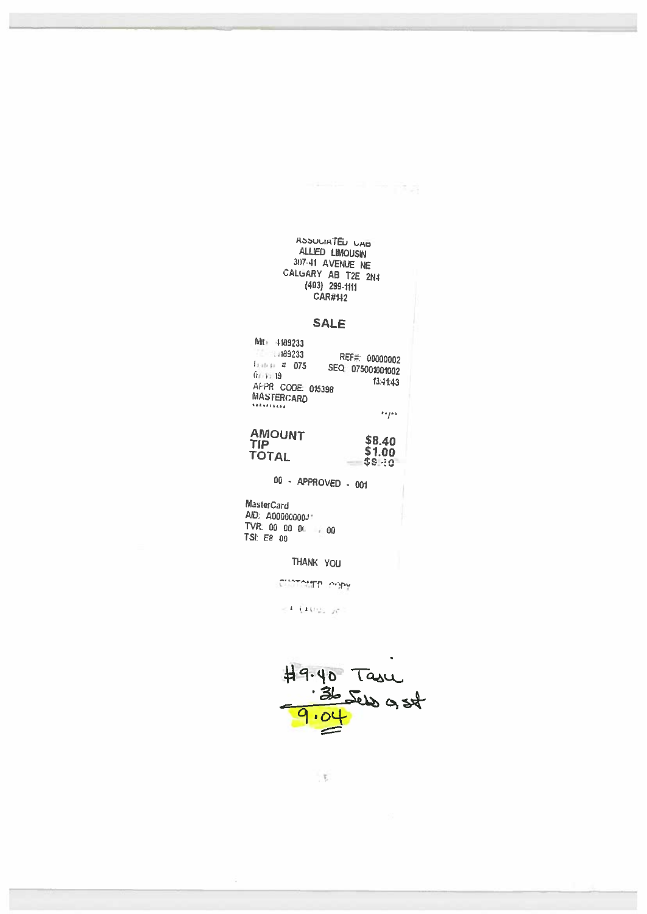ASSOCIATED CAB
ALLIED LIMOUSIN
307-41 AVENUE NE
CALGARY AB T2E 2N4
(403) 299-1111
CAR#142

**SALE**

MID: 4189233
TID: 4189233
Batch # 075 REF#: 00000002
SEQ: 075001001002
0/ /19 13:41:43
APPR CODE: 015398
MASTERCARD
\*\*\*\*\*\*\*\*\*\* \*\*/\*\*

| | |
|---|---|
| **AMOUNT** | **$8.40** |
| **TIP** | **$1.00** |
| **TOTAL** | **$9.40** |

00 - APPROVED - 001

MasterCard
AID: A000000004
TVR: 00 00 00 00
TSI: E8 00

THANK YOU

CUSTOMER COPY

$9.40 Taxi
.36 Less GST
9.04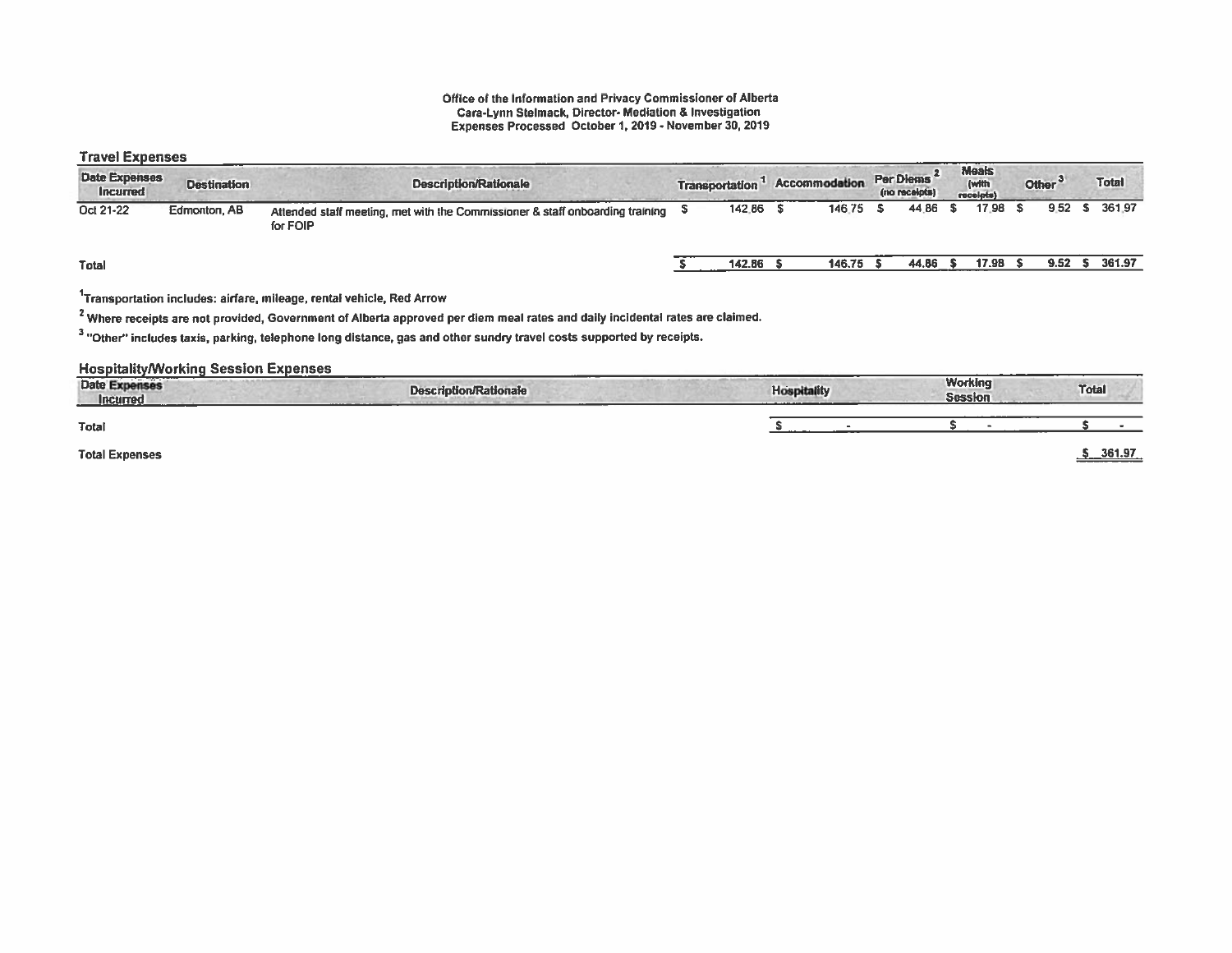**Office of the Information and Privacy Commissioner of Alberta**
**Cara-Lynn Stelmack, Director- Mediation & Investigation**
**Expenses Processed October 1, 2019 - November 30, 2019**

## Travel Expenses

| Date Expenses Incurred | Destination | Description/Rationale | Transportation [1] | Accommodation | Per Diems [2] (no receipts) | Meals (with receipts) | Other [3] | Total |
|---|---|---|---|---|---|---|---|---|
| Oct 21-22 | Edmonton, AB | Attended staff meeting, met with the Commissioner & staff onboarding training for FOIP | $ 142.86 | $ 146.75 | $ 44.86 | $ 17.98 | $ 9.52 | $ 361.97 |
| Total | | | $ 142.86 | $ 146.75 | $ 44.86 | $ 17.98 | $ 9.52 | $ 361.97 |

[1] Transportation includes: airfare, mileage, rental vehicle, Red Arrow

[2] Where receipts are not provided, Government of Alberta approved per diem meal rates and daily incidental rates are claimed.

[3] "Other" includes taxis, parking, telephone long distance, gas and other sundry travel costs supported by receipts.

## Hospitality/Working Session Expenses

| Date Expenses Incurred | Description/Rationale | Hospitality | Working Session | Total |
|---|---|---|---|---|
| Total | | $ - | $ - | $ - |

**Total Expenses** $ 361.97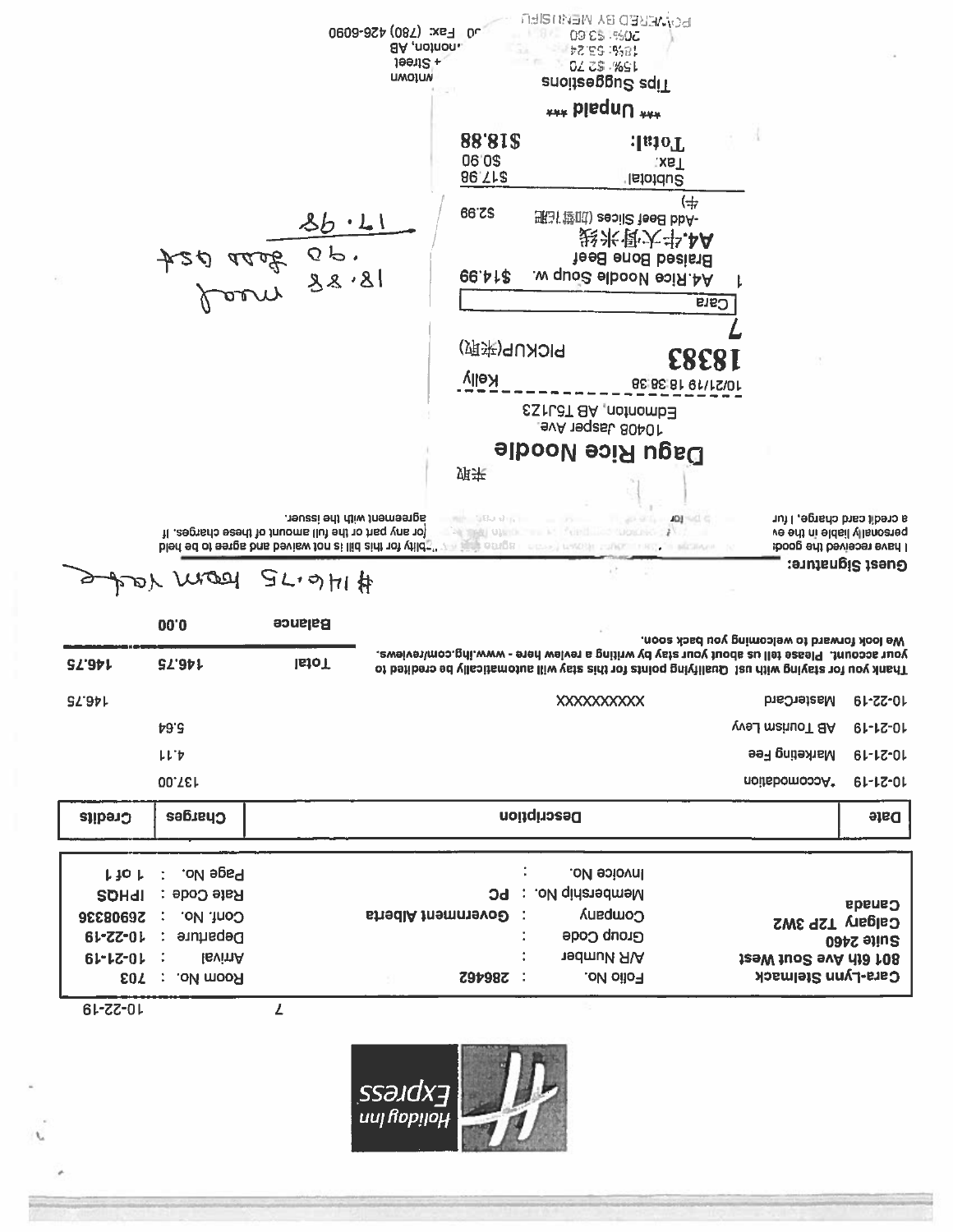Holiday Inn Express

7 10-22-19

Cara-Lynn Stelmack
801 6th Ave Sout West
Suite 2460
Calgary T2P 3W2
Canada

| | | | | |
|---|---|---|---|---|
| Folio No. | : 286462 | | Room No. | : 703 |
| A/R Number | : | | Arrival | : 10-21-19 |
| Group Code | : | | Departure | : 10-22-19 |
| Company | : Government Alberta | | Conf. No. | : 2690833б |
| Membership No. | : PC | | Rate Code | : IPHQS |
| Invoice No. | : | | Page No. | : 1 of 1 |

| Date | Description | Charges | Credits |
|---|---|---|---|
| 10-21-19 | *Accomodation | 137.00 | |
| 10-21-19 | Marketing Fee | 4.11 | |
| 10-21-19 | AB Tourism Levy | 5.64 | |
| 10-22-19 | MasterCard XXXXXXXXX | | 146.75 |
| | Total | 146.75 | 146.75 |
| | Balance | 0.00 | |

Thank you for staying with us! Qualifying points for this stay will automatically be credited to your account. Please tell us about your stay by writing a review here - www.ihg.com/reviews. We look forward to welcoming you back soon.

#146.75 room rate

Guest Signature:

I have received the goods ... agree ... personally liable in the ev... ability for this bill is not waived and agree to be held ... for any part or the full amount of these charges. If a credit card charge, I fur... agreement with the issuer.

---

来取

**Dagu Rice Noodle**

10408 Jasper Ave.
Edmonton, AB T5J1Z3

10/21/19 18:38:38 Kelly

**18383** PICKUP(来取)

**7**

Cara

| | | |
|---|---|---|
| 1 | A4.Rice Noodle Soup w. Braised Bone Beef **A4.牛大骨米线** | $14.99 |
| | -Add Beef Slices (加牛肉片) | $2.99 |
| | Subtotal: | $17.98 |
| | Tax: | $0.90 |
| | **Total:** | **$18.88** |

*** Unpaid ***

Tips Suggestions
15%: $2.70
18%: $3.24
20%: $3.60

POWERED BY MENUSIFU

...ntown
... + Street
...monton, AB
...o Fax: (780) 426-6090

18.88 meal
.90 less gst
17.98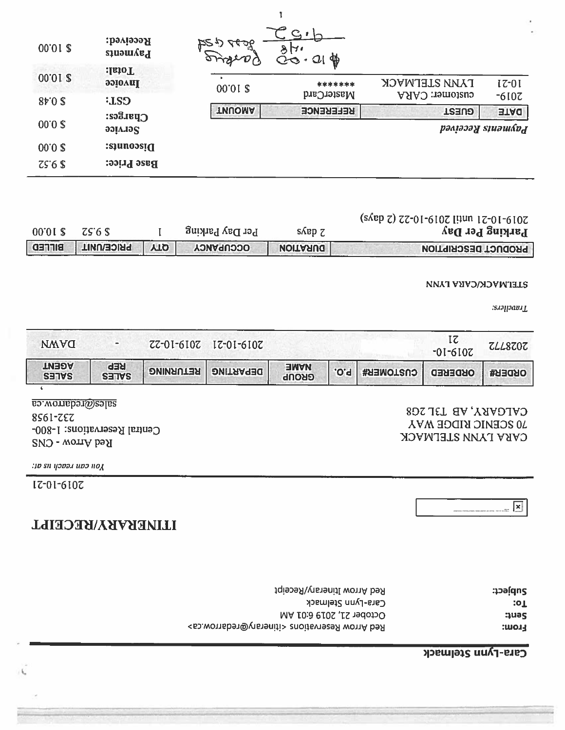**Cara-Lynn Stelmack**

**From:** Red Arrow Reservations <itinerary@redarrow.ca>
**Sent:** October 21, 2019 6:01 AM
**To:** Cara-Lynn Stelmack
**Subject:** Red Arrow Itinerary/Receipt

# ITINERARY/RECEIPT

2019-10-21

CARA LYNN STELMACK
70 SCENIC RIDGE WAY
CALGARY, AB T3L 2G8

*You can reach us at:*
Red Arrow - CNS
Central Reservations: 1-800-232-1958
sales@redarrow.ca

| ORDER# | ORDERED | CUSTOMER# | P.O. | GROUP NAME | DEPARTING | RETURNING | SALES REP | SALES AGENT |
|---|---|---|---|---|---|---|---|---|
| 2028772 | 2019-10-21 | | | | 2019-10-21 | 2019-10-22 | - | DAWN |

*Travellers:*

STELMACK/CARA LYNN

| PRODUCT DESCRIPTION | DURATION | OCCUPANCY | QTY | PRICE/UNIT | BILLED |
|---|---|---|---|---|---|
| **Parking Per Day** 2019-10-21 until 2019-10-22 (2 days) | 2 days | Per Day Parking | 1 | $ 9.52 | $ 10.00 |

| | |
|---|---|
| **Base Price:** | $ 9.52 |
| **Discounts:** | $ 0.00 |
| **Service Charges:** | $ 0.00 |
| **GST:** | $ 0.48 |
| **Invoice Total:** | $ 10.00 |
| **Payments Received:** | $ 10.00 |

*Payments Received*

| DATE | GUEST | REFERENCE | AMOUNT |
|---|---|---|---|
| 2019-10-21 | LYNN STELMACK customer: CARA | MasterCard ******* | $ 10.00 |

$10.00 Parking
.48 less GST
9.52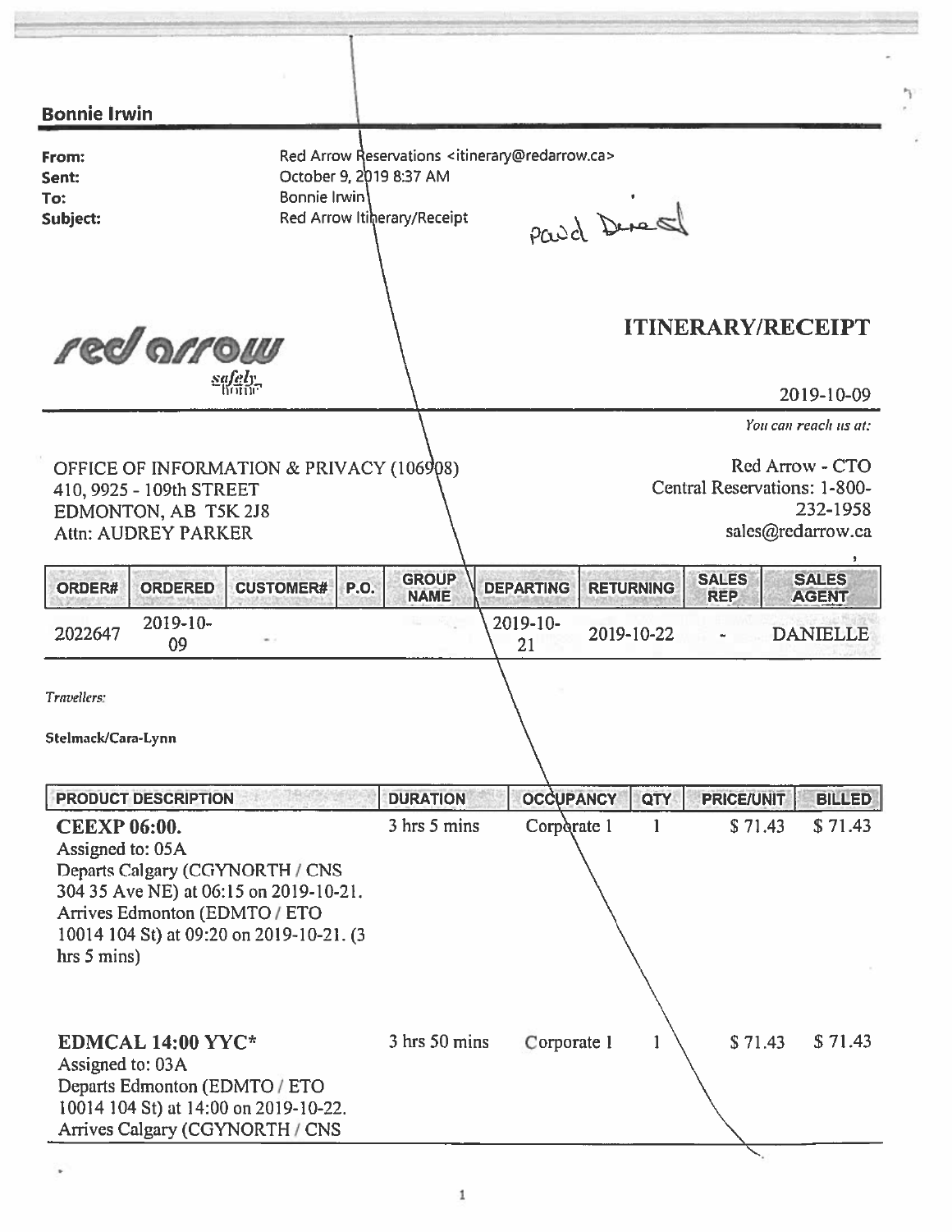**Bonnie Irwin**

| | |
|---|---|
| **From:** | Red Arrow Reservations <itinerary@redarrow.ca> |
| **Sent:** | October 9, 2019 8:37 AM |
| **To:** | Bonnie Irwin |
| **Subject:** | Red Arrow Itinerary/Receipt |

Paid Direct

red arrow
safely home

# ITINERARY/RECEIPT

2019-10-09

*You can reach us at:*

OFFICE OF INFORMATION & PRIVACY (106908)
410, 9925 - 109th STREET
EDMONTON, AB T5K 2J8
Attn: AUDREY PARKER

Red Arrow - CTO
Central Reservations: 1-800-232-1958
sales@redarrow.ca

| ORDER# | ORDERED | CUSTOMER# | P.O. | GROUP NAME | DEPARTING | RETURNING | SALES REP | SALES AGENT |
|---|---|---|---|---|---|---|---|---|
| 2022647 | 2019-10-09 | | | | 2019-10-21 | 2019-10-22 | - | DANIELLE |

*Travellers:*

Stelmack/Cara-Lynn

| PRODUCT DESCRIPTION | DURATION | OCCUPANCY | QTY | PRICE/UNIT | BILLED |
|---|---|---|---|---|---|
| **CEEXP 06:00.** Assigned to: 05A Departs Calgary (CGYNORTH / CNS 304 35 Ave NE) at 06:15 on 2019-10-21. Arrives Edmonton (EDMTO / ETO 10014 104 St) at 09:20 on 2019-10-21. (3 hrs 5 mins) | 3 hrs 5 mins | Corporate 1 | 1 | $ 71.43 | $ 71.43 |
| **EDMCAL 14:00 YYC*** Assigned to: 03A Departs Edmonton (EDMTO / ETO 10014 104 St) at 14:00 on 2019-10-22. Arrives Calgary (CGYNORTH / CNS | 3 hrs 50 mins | Corporate 1 | 1 | $ 71.43 | $ 71.43 |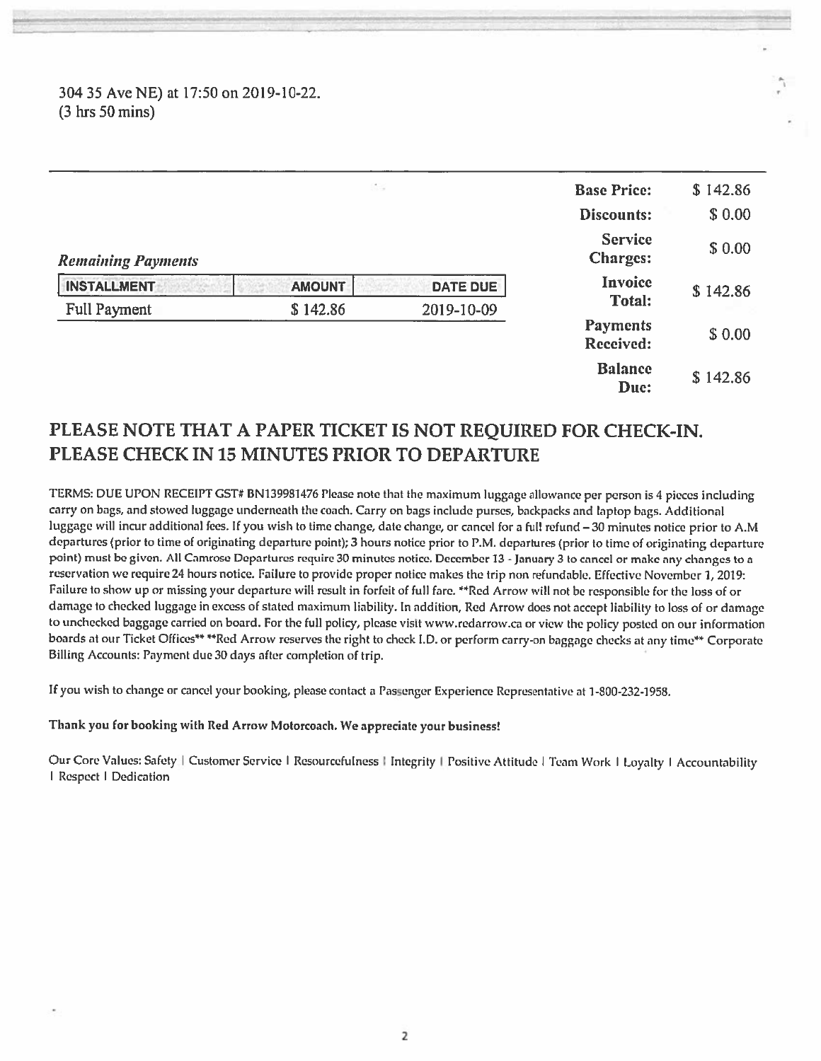304 35 Ave NE) at 17:50 on 2019-10-22.
(3 hrs 50 mins)

| | |
|---|---|
| **Base Price:** | $ 142.86 |
| **Discounts:** | $ 0.00 |
| **Service Charges:** | $ 0.00 |
| **Invoice Total:** | $ 142.86 |
| **Payments Received:** | $ 0.00 |
| **Balance Due:** | $ 142.86 |

*Remaining Payments*

| INSTALLMENT | AMOUNT | DATE DUE |
|---|---|---|
| Full Payment | $ 142.86 | 2019-10-09 |

## PLEASE NOTE THAT A PAPER TICKET IS NOT REQUIRED FOR CHECK-IN. PLEASE CHECK IN 15 MINUTES PRIOR TO DEPARTURE

TERMS: DUE UPON RECEIPT GST# BN139981476 Please note that the maximum luggage allowance per person is 4 pieces including carry on bags, and stowed luggage underneath the coach. Carry on bags include purses, backpacks and laptop bags. Additional luggage will incur additional fees. If you wish to time change, date change, or cancel for a full refund – 30 minutes notice prior to A.M departures (prior to time of originating departure point); 3 hours notice prior to P.M. departures (prior to time of originating departure point) must be given. All Camrose Departures require 30 minutes notice. December 13 - January 3 to cancel or make any changes to a reservation we require 24 hours notice. Failure to provide proper notice makes the trip non refundable. Effective November 1, 2019: Failure to show up or missing your departure will result in forfeit of full fare. **Red Arrow will not be responsible for the loss of or damage to checked luggage in excess of stated maximum liability. In addition, Red Arrow does not accept liability to loss of or damage to unchecked baggage carried on board. For the full policy, please visit www.redarrow.ca or view the policy posted on our information boards at our Ticket Offices** **Red Arrow reserves the right to check I.D. or perform carry-on baggage checks at any time** Corporate Billing Accounts: Payment due 30 days after completion of trip.

If you wish to change or cancel your booking, please contact a Passenger Experience Representative at 1-800-232-1958.

**Thank you for booking with Red Arrow Motorcoach. We appreciate your business!**

Our Core Values: Safety | Customer Service | Resourcefulness | Integrity | Positive Attitude | Team Work | Loyalty | Accountability | Respect | Dedication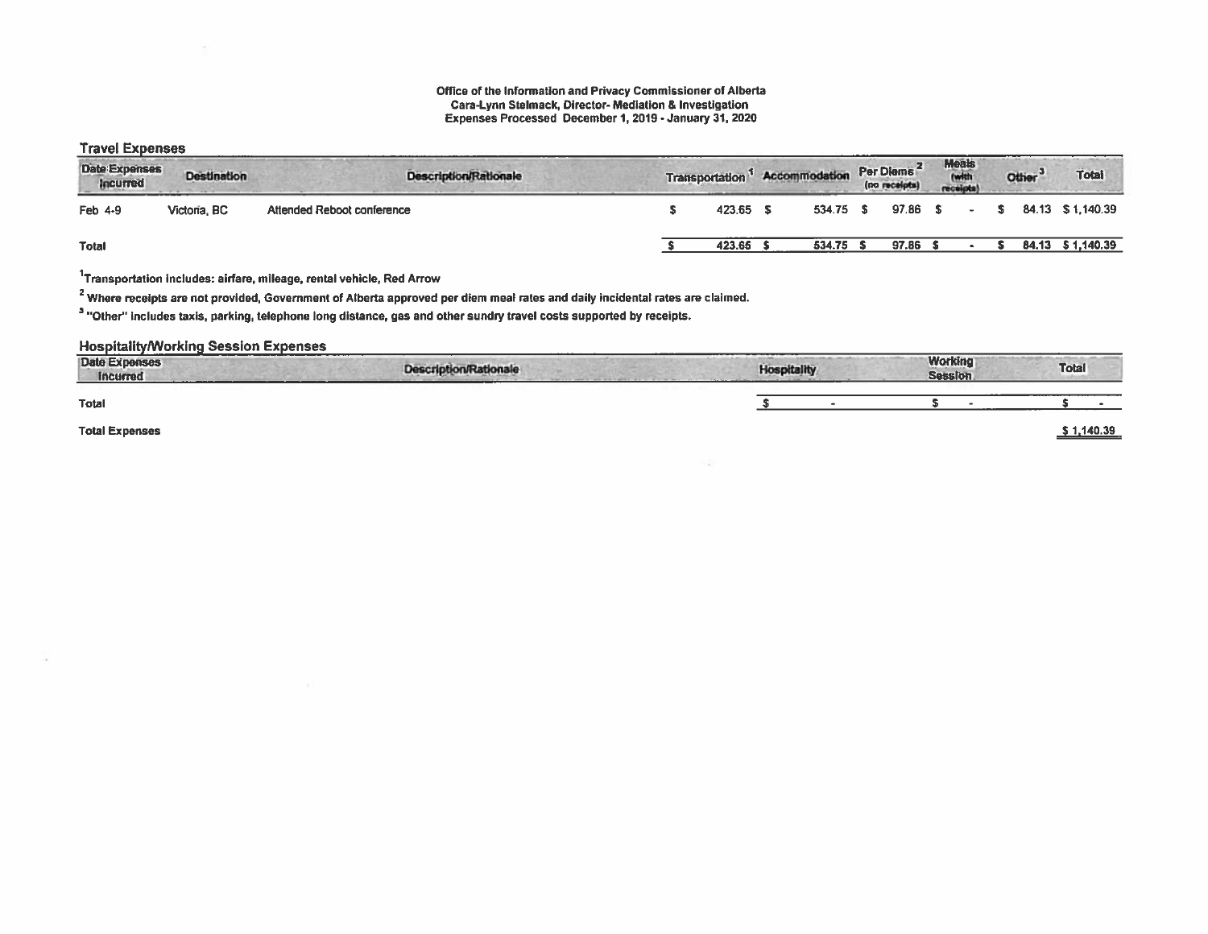**Office of the Information and Privacy Commissioner of Alberta**
**Cara-Lynn Stelmack, Director- Mediation & Investigation**
**Expenses Processed December 1, 2019 - January 31, 2020**

## Travel Expenses

| Date Expenses Incurred | Destination | Description/Rationale | Transportation[1] | Accommodation | Per Diems[2] (no receipts) | Meals (with receipts) | Other[3] | Total |
|---|---|---|---|---|---|---|---|---|
| Feb 4-9 | Victoria, BC | Attended Reboot conference | $ 423.65 | $ 534.75 | $ 97.86 | $ - | $ 84.13 | $ 1,140.39 |
| **Total** | | | $ 423.65 | $ 534.75 | $ 97.86 | $ - | $ 84.13 | $ 1,140.39 |

[1]Transportation includes: airfare, mileage, rental vehicle, Red Arrow

[2] Where receipts are not provided, Government of Alberta approved per diem meal rates and daily incidental rates are claimed.

[3] "Other" includes taxis, parking, telephone long distance, gas and other sundry travel costs supported by receipts.

## Hospitality/Working Session Expenses

| Date Expenses Incurred | Description/Rationale | Hospitality | Working Session | Total |
|---|---|---|---|---|
| **Total** | | $ - | $ - | $ - |

**Total Expenses** $ 1,140.39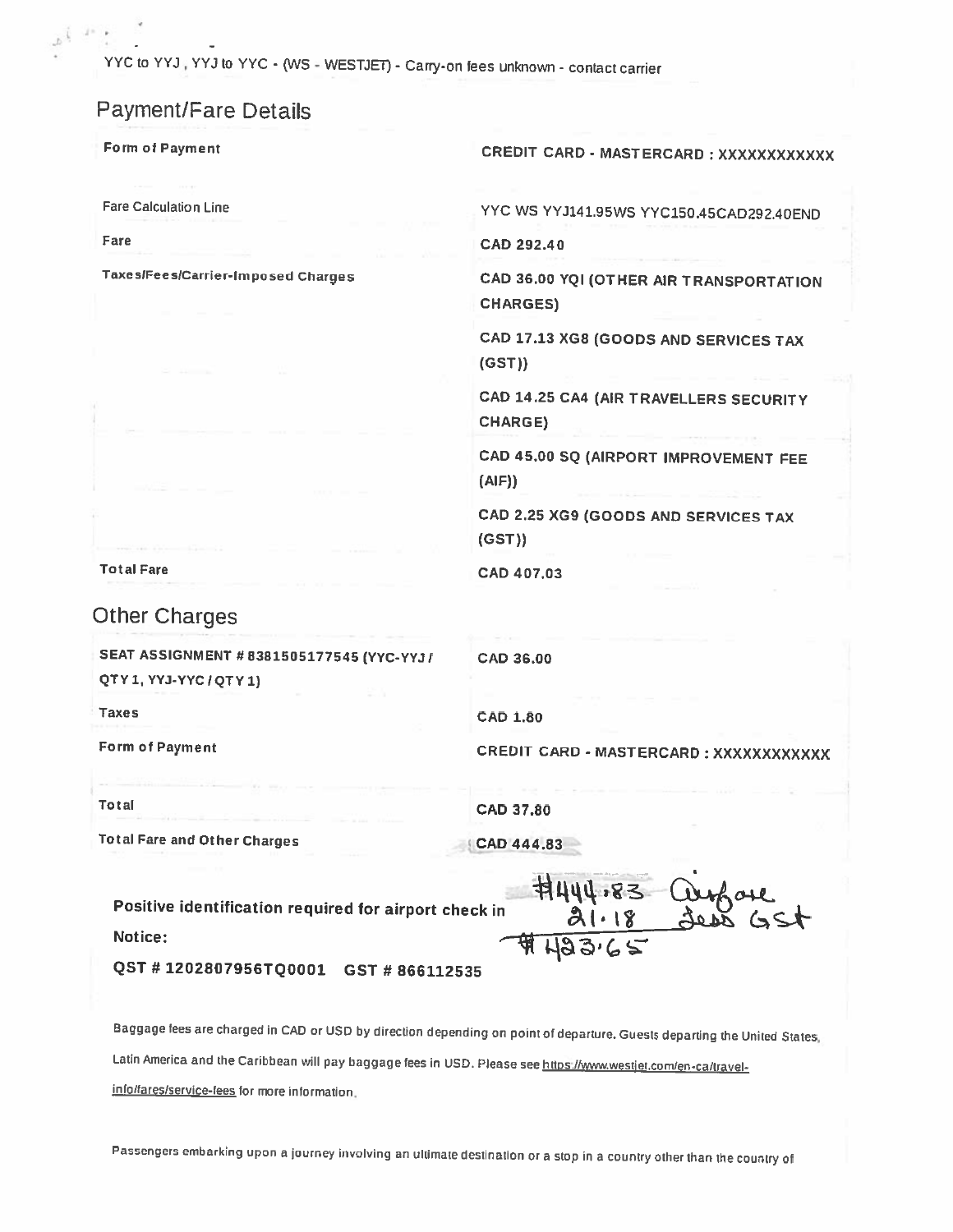YYC to YYJ , YYJ to YYC - (WS - WESTJET) - Carry-on fees unknown - contact carrier

## Payment/Fare Details

| | |
|---|---|
| **Form of Payment** | CREDIT CARD - MASTERCARD : XXXXXXXXXXXX |
| Fare Calculation Line | YYC WS YYJ141.95WS YYC150.45CAD292.40END |
| Fare | CAD 292.40 |
| **Taxes/Fees/Carrier-Imposed Charges** | CAD 36.00 YQI (OTHER AIR TRANSPORTATION CHARGES) |
| | CAD 17.13 XG8 (GOODS AND SERVICES TAX (GST)) |
| | CAD 14.25 CA4 (AIR TRAVELLERS SECURITY CHARGE) |
| | CAD 45.00 SQ (AIRPORT IMPROVEMENT FEE (AIF)) |
| | CAD 2.25 XG9 (GOODS AND SERVICES TAX (GST)) |
| **Total Fare** | CAD 407.03 |

## Other Charges

| | |
|---|---|
| **SEAT ASSIGNMENT # 8381505177545 (YYC-YYJ / QTY 1, YYJ-YYC / QTY 1)** | CAD 36.00 |
| **Taxes** | CAD 1.80 |
| **Form of Payment** | CREDIT CARD - MASTERCARD : XXXXXXXXXXXX |
| **Total** | CAD 37.80 |
| **Total Fare and Other Charges** | CAD 444.83 |

$444.83 Airfare
21.18 less GST
$423.65

**Positive identification required for airport check in**

**Notice:**

**QST # 1202807956TQ0001 GST # 866112535**

Baggage fees are charged in CAD or USD by direction depending on point of departure. Guests departing the United States, Latin America and the Caribbean will pay baggage fees in USD. Please see https://www.westjet.com/en-ca/travel-info/fares/service-fees for more information.

Passengers embarking upon a journey involving an ultimate destination or a stop in a country other than the country of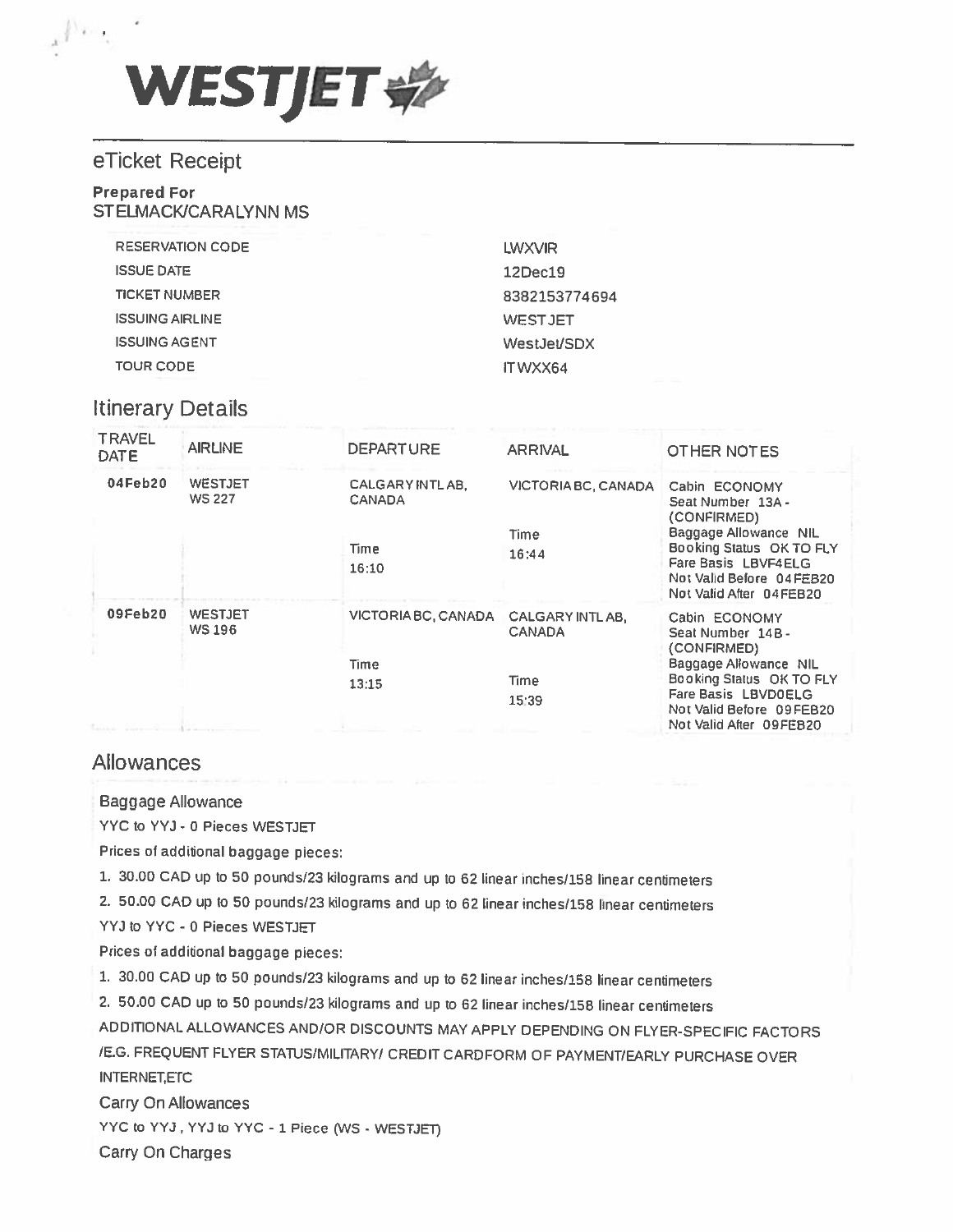WESTJET

## eTicket Receipt

**Prepared For**
STELMACK/CARALYNN MS

| | |
|---|---|
| RESERVATION CODE | LWXVIR |
| ISSUE DATE | 12Dec19 |
| TICKET NUMBER | 8382153774694 |
| ISSUING AIRLINE | WESTJET |
| ISSUING AGENT | WestJet/SDX |
| TOUR CODE | ITWXX64 |

## Itinerary Details

| TRAVEL DATE | AIRLINE | DEPARTURE | ARRIVAL | OTHER NOTES |
|---|---|---|---|---|
| 04Feb20 | WESTJET WS 227 | CALGARY INTL AB, CANADA<br><br>Time<br>16:10 | VICTORIA BC, CANADA<br><br>Time<br>16:44 | Cabin ECONOMY<br>Seat Number 13A - (CONFIRMED)<br>Baggage Allowance NIL<br>Booking Status OK TO FLY<br>Fare Basis LBVF4ELG<br>Not Valid Before 04FEB20<br>Not Valid After 04FEB20 |
| 09Feb20 | WESTJET WS 196 | VICTORIA BC, CANADA<br><br>Time<br>13:15 | CALGARY INTL AB, CANADA<br><br>Time<br>15:39 | Cabin ECONOMY<br>Seat Number 14B - (CONFIRMED)<br>Baggage Allowance NIL<br>Booking Status OK TO FLY<br>Fare Basis LBVD0ELG<br>Not Valid Before 09FEB20<br>Not Valid After 09FEB20 |

## Allowances

Baggage Allowance

YYC to YYJ - 0 Pieces WESTJET

Prices of additional baggage pieces:

1. 30.00 CAD up to 50 pounds/23 kilograms and up to 62 linear inches/158 linear centimeters
2. 50.00 CAD up to 50 pounds/23 kilograms and up to 62 linear inches/158 linear centimeters

YYJ to YYC - 0 Pieces WESTJET

Prices of additional baggage pieces:

1. 30.00 CAD up to 50 pounds/23 kilograms and up to 62 linear inches/158 linear centimeters
2. 50.00 CAD up to 50 pounds/23 kilograms and up to 62 linear inches/158 linear centimeters

ADDITIONAL ALLOWANCES AND/OR DISCOUNTS MAY APPLY DEPENDING ON FLYER-SPECIFIC FACTORS /E.G. FREQUENT FLYER STATUS/MILITARY/ CREDIT CARDFORM OF PAYMENT/EARLY PURCHASE OVER INTERNET,ETC

Carry On Allowances

YYC to YYJ , YYJ to YYC - 1 Piece (WS - WESTJET)

Carry On Charges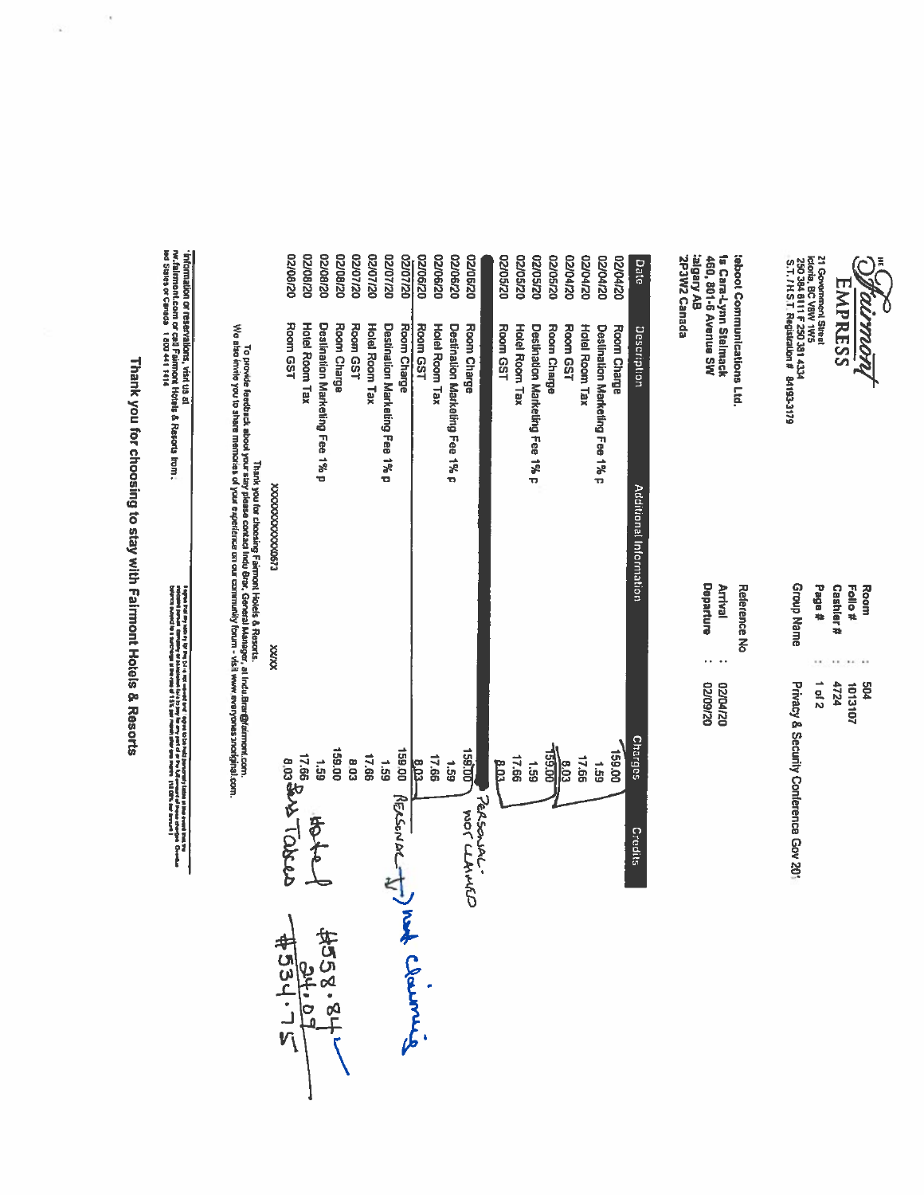# THE Fairmont EMPRESS

721 Government Street
Victoria, BC V8W 1W5
T 250 384 8111 F 250 381 4334
G.S.T./H.S.T. Registration # 84193-3179

Teboot Communications Ltd.
Ms Cara-Lynn Stelmack
460, 801-6 Avenue SW
Calgary AB
T2P3W2 Canada

| | | |
|---|---|---|
| Room | : | 504 |
| Folio # | : | 1013107 |
| Cashier # | : | 4724 |
| Page # | : | 1 of 2 |
| Group Name | : | Privacy & Security Conference Gov 20' |
| Reference No | : | |
| Arrival | : | 02/04/20 |
| Departure | : | 02/09/20 |

| Date | Description | Additional Information | Charges | Credits |
|---|---|---|---|---|
| 02/04/20 | Room Charge | | 159.00 | |
| 02/04/20 | Destination Marketing Fee 1% p | | 1.59 | |
| 02/04/20 | Hotel Room Tax | | 17.66 | |
| 02/04/20 | Room GST | | 8.03 | |
| 02/05/20 | Room Charge | | 159.00 | |
| 02/05/20 | Destination Marketing Fee 1% p | | 1.59 | |
| 02/05/20 | Hotel Room Tax | | 17.66 | |
| 02/05/20 | Room GST | | 8.03 | |
| 02/06/20 | Room Charge | | 159.00 | |
| 02/06/20 | Destination Marketing Fee 1% p | | 1.59 | |
| 02/06/20 | Hotel Room Tax | | 17.66 | |
| 02/06/20 | Room GST | | 8.03 | |
| 02/07/20 | Room Charge | | 159.00 | |
| 02/07/20 | Destination Marketing Fee 1% p | | 1.59 | |
| 02/07/20 | Hotel Room Tax | | 17.66 | |
| 02/07/20 | Room GST | | 8.03 | |
| 02/08/20 | Room Charge | | 159.00 | |
| 02/08/20 | Destination Marketing Fee 1% p | | 1.59 | |
| 02/08/20 | Hotel Room Tax | | 17.66 | |
| 02/08/20 | Room GST | XXXXXXXXXXXX0673 XX/XX | 8.03 | |

Handwritten notes: "PERSONAL NOT CLAIMED" (02/06/20 charges); "PERSONAL" → "not claiming" (02/07/20 charges); "Hotel" (02/08/20 charges); "GST Tax Taken"; "$558.84 ✓ − 24.09 = $534.75"

Thank you for choosing Fairmont Hotels & Resorts.
To provide feedback about your stay please contact Indu Brar, General Manager, at Indu.Brar@fairmont.com.
We also invite you to share memories of your experience on our community forum - visit www.everyonesanoriginal.com.

Information or reservations, visit us at www.fairmont.com or call Fairmont Hotels & Resorts from United States or Canada 1 800 441 1414

Thank you for choosing to stay with Fairmont Hotels & Resorts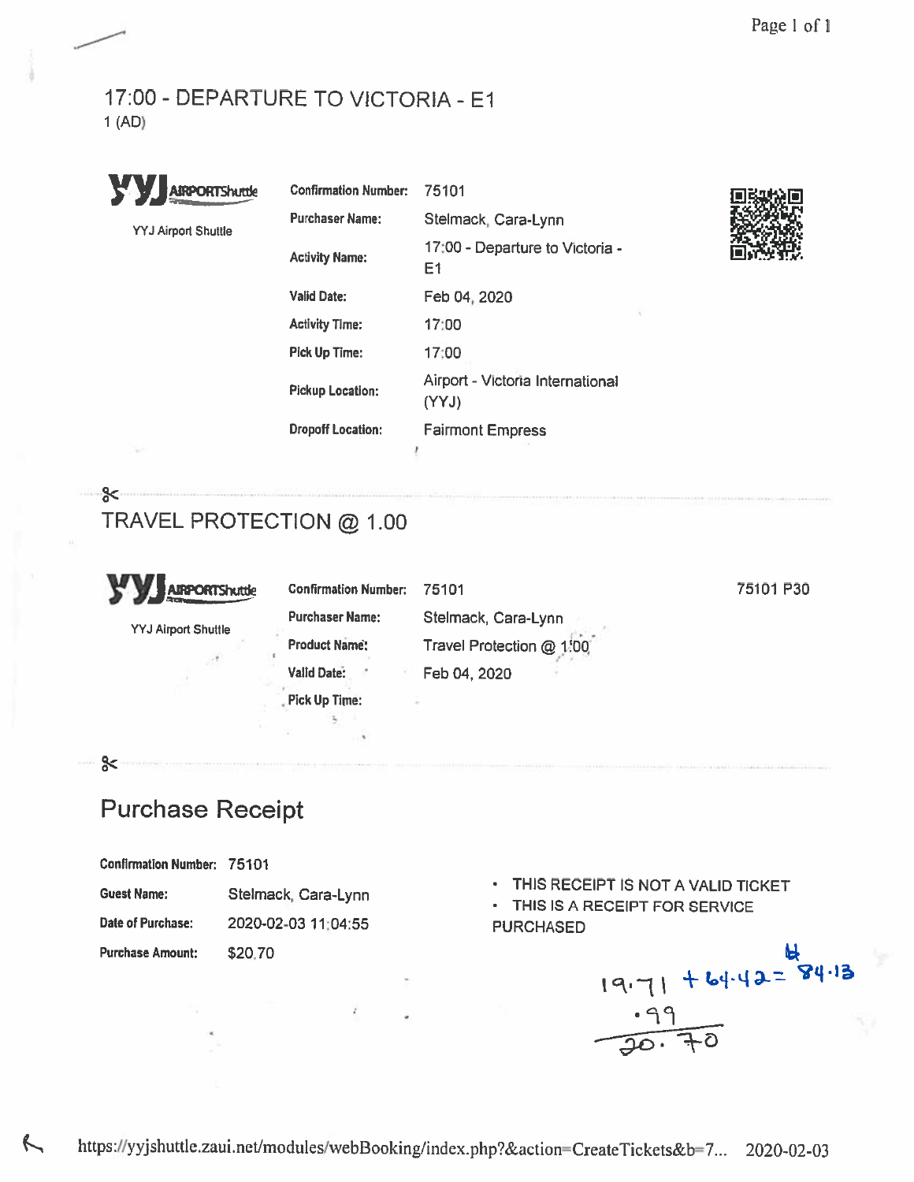## 17:00 - DEPARTURE TO VICTORIA - E1

1 (AD)

YYJ AIRPORTShuttle

YYJ Airport Shuttle

| | |
|---|---|
| **Confirmation Number:** | 75101 |
| **Purchaser Name:** | Stelmack, Cara-Lynn |
| **Activity Name:** | 17:00 - Departure to Victoria - E1 |
| **Valid Date:** | Feb 04, 2020 |
| **Activity Time:** | 17:00 |
| **Pick Up Time:** | 17:00 |
| **Pickup Location:** | Airport - Victoria International (YYJ) |
| **Dropoff Location:** | Fairmont Empress |

---

## TRAVEL PROTECTION @ 1.00

YYJ AIRPORTShuttle

YYJ Airport Shuttle

75101 P30

| | |
|---|---|
| **Confirmation Number:** | 75101 |
| **Purchaser Name:** | Stelmack, Cara-Lynn |
| **Product Name:** | Travel Protection @ 1.00 |
| **Valid Date:** | Feb 04, 2020 |
| **Pick Up Time:** | |

---

## Purchase Receipt

| | |
|---|---|
| **Confirmation Number:** | 75101 |
| **Guest Name:** | Stelmack, Cara-Lynn |
| **Date of Purchase:** | 2020-02-03 11:04:55 |
| **Purchase Amount:** | $20.70 |

- THIS RECEIPT IS NOT A VALID TICKET
- THIS IS A RECEIPT FOR SERVICE PURCHASED

19.71 + 64.42 = 84.13

.99

20.70

https://yyjshuttle.zaui.net/modules/webBooking/index.php?&action=CreateTickets&b=7... 2020-02-03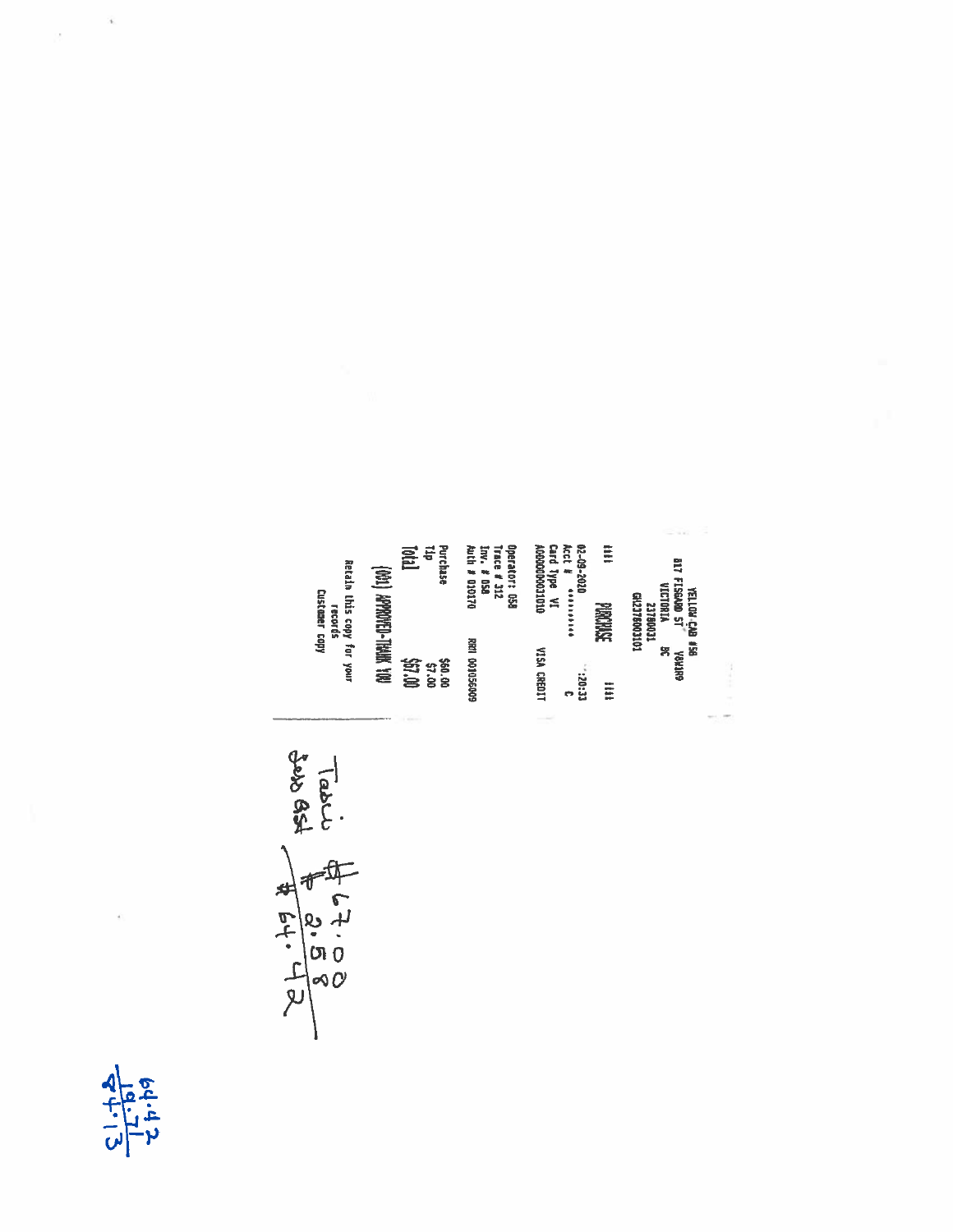YELLOW CAB #58
817 FISGARD ST V8W1R9
VICTORIA BC
23780031
GK237800310​1

**** PURCHASE ****

02-09-2020 :20:33
Acct # ********* C
Card Type VI
A0000000031010 VISA CREDIT

Operator: 058
Trace # 312
Inv. # 058
Auth # 010170 RRN 001056009

| | |
|---|---|
| Purchase | $60.00 |
| Tip | $7.00 |
| **Total** | **$67.00** |

(001) APPROVED-THANK YOU

Retain this copy for your records
Customer copy

Taxi: $67.00
Less GST $2.58
$64.42

64.42
19.71
84.13